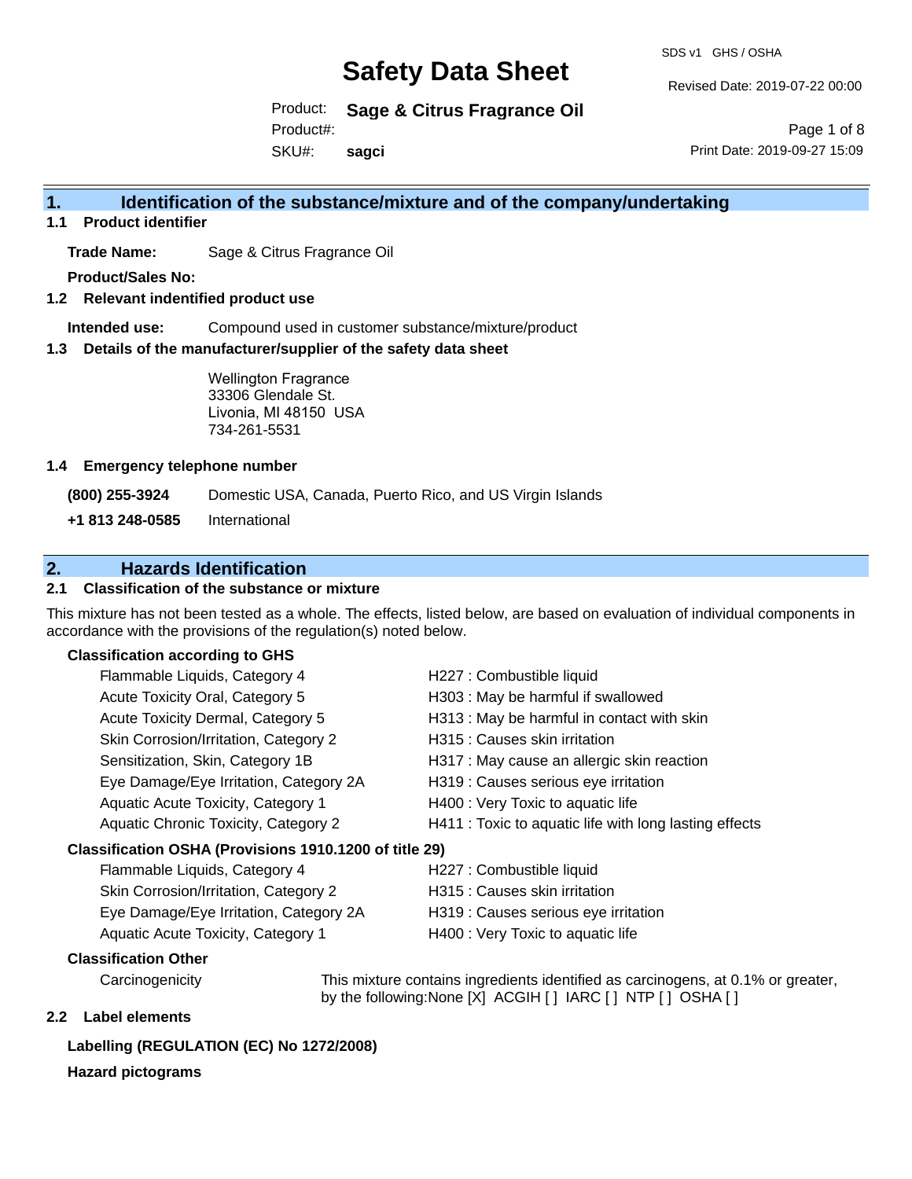# Safety Data Sheet

SDS v1 GHS / OSHA

Revised Date: 2019-07-22 00:00

Product: **Sage & Citrus Fragrance Oil**

Product#:

SKU#: **sagci**

Print Date: 2019-09-27 15:09

## 1. Identification of the substance/mixture and of the company/undertaking

### 1.1 Product identifier

**Trade Name:** Sage & Citrus Fragrance Oil

**Product/Sales No:**

### 1.2 Relevant identified product use

**Intended use:** Compound used in customer substance/mixture/product

### 1.3 Details of the manufacturer/supplier of the safety data sheet

Wellington Fragrance
33306 Glendale St.
Livonia, MI 48150 USA
734-261-5531

### 1.4 Emergency telephone number

| | |
|---|---|
| **(800) 255-3924** | Domestic USA, Canada, Puerto Rico, and US Virgin Islands |
| **+1 813 248-0585** | International |

## 2. Hazards Identification

### 2.1 Classification of the substance or mixture

This mixture has not been tested as a whole. The effects, listed below, are based on evaluation of individual components in accordance with the provisions of the regulation(s) noted below.

**Classification according to GHS**

| | |
|---|---|
| Flammable Liquids, Category 4 | H227 : Combustible liquid |
| Acute Toxicity Oral, Category 5 | H303 : May be harmful if swallowed |
| Acute Toxicity Dermal, Category 5 | H313 : May be harmful in contact with skin |
| Skin Corrosion/Irritation, Category 2 | H315 : Causes skin irritation |
| Sensitization, Skin, Category 1B | H317 : May cause an allergic skin reaction |
| Eye Damage/Eye Irritation, Category 2A | H319 : Causes serious eye irritation |
| Aquatic Acute Toxicity, Category 1 | H400 : Very Toxic to aquatic life |
| Aquatic Chronic Toxicity, Category 2 | H411 : Toxic to aquatic life with long lasting effects |

**Classification OSHA (Provisions 1910.1200 of title 29)**

| | |
|---|---|
| Flammable Liquids, Category 4 | H227 : Combustible liquid |
| Skin Corrosion/Irritation, Category 2 | H315 : Causes skin irritation |
| Eye Damage/Eye Irritation, Category 2A | H319 : Causes serious eye irritation |
| Aquatic Acute Toxicity, Category 1 | H400 : Very Toxic to aquatic life |

**Classification Other**

Carcinogenicity: This mixture contains ingredients identified as carcinogens, at 0.1% or greater, by the following:None [X] ACGIH [ ] IARC [ ] NTP [ ] OSHA [ ]

### 2.2 Label elements

**Labelling (REGULATION (EC) No 1272/2008)**

**Hazard pictograms**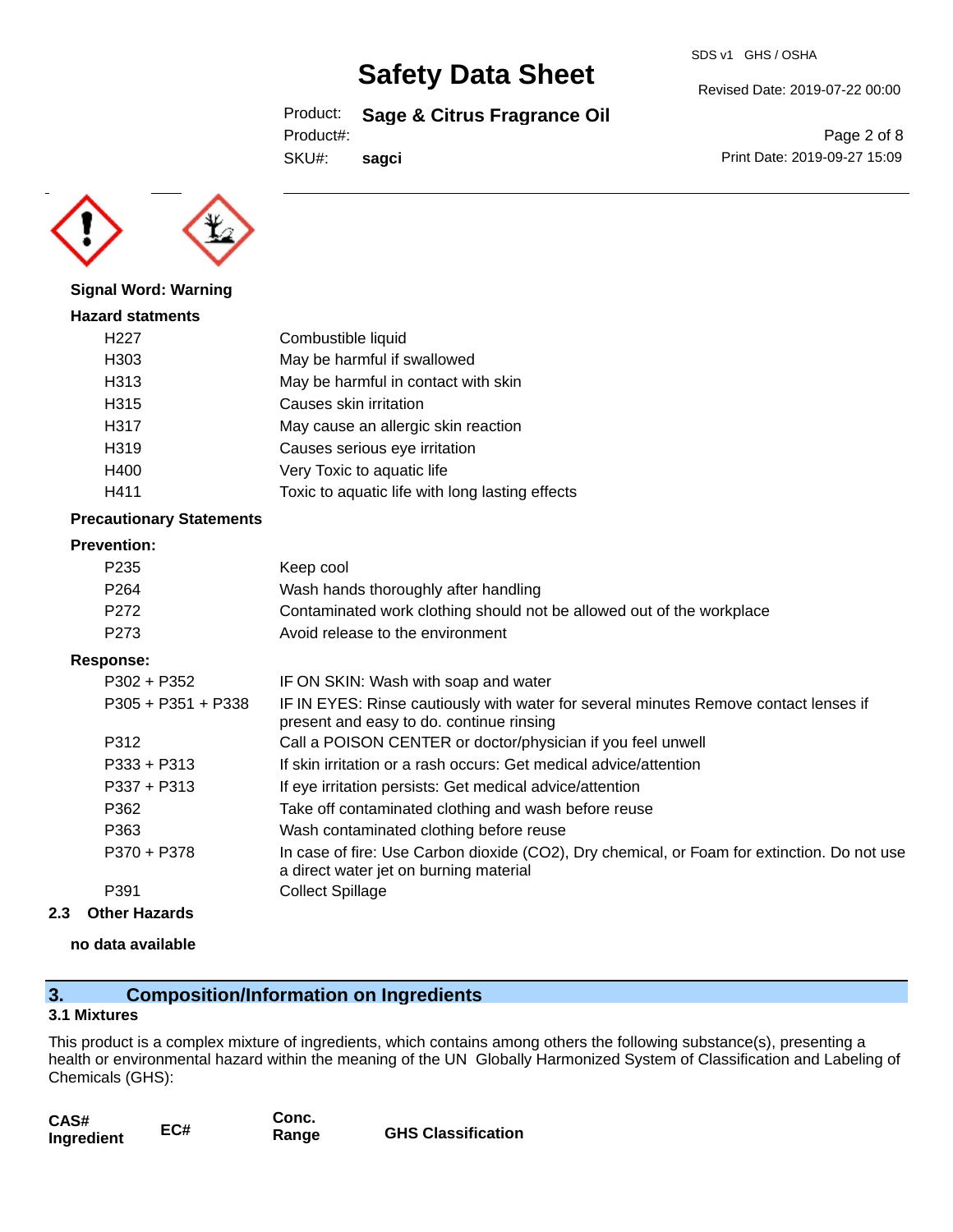**Signal Word: Warning**

**Hazard statments**

| | |
|---|---|
| H227 | Combustible liquid |
| H303 | May be harmful if swallowed |
| H313 | May be harmful in contact with skin |
| H315 | Causes skin irritation |
| H317 | May cause an allergic skin reaction |
| H319 | Causes serious eye irritation |
| H400 | Very Toxic to aquatic life |
| H411 | Toxic to aquatic life with long lasting effects |

**Precautionary Statements**

**Prevention:**

| | |
|---|---|
| P235 | Keep cool |
| P264 | Wash hands thoroughly after handling |
| P272 | Contaminated work clothing should not be allowed out of the workplace |
| P273 | Avoid release to the environment |

**Response:**

| | |
|---|---|
| P302 + P352 | IF ON SKIN: Wash with soap and water |
| P305 + P351 + P338 | IF IN EYES: Rinse cautiously with water for several minutes Remove contact lenses if present and easy to do. continue rinsing |
| P312 | Call a POISON CENTER or doctor/physician if you feel unwell |
| P333 + P313 | If skin irritation or a rash occurs: Get medical advice/attention |
| P337 + P313 | If eye irritation persists: Get medical advice/attention |
| P362 | Take off contaminated clothing and wash before reuse |
| P363 | Wash contaminated clothing before reuse |
| P370 + P378 | In case of fire: Use Carbon dioxide ($CO_2$), Dry chemical, or Foam for extinction. Do not use a direct water jet on burning material |
| P391 | Collect Spillage |

### 2.3 Other Hazards

**no data available**

## 3. Composition/Information on Ingredients

### 3.1 Mixtures

This product is a complex mixture of ingredients, which contains among others the following substance(s), presenting a health or environmental hazard within the meaning of the UN Globally Harmonized System of Classification and Labeling of Chemicals (GHS):

| CAS# Ingredient | EC# | Conc. Range | GHS Classification |
|---|---|---|---|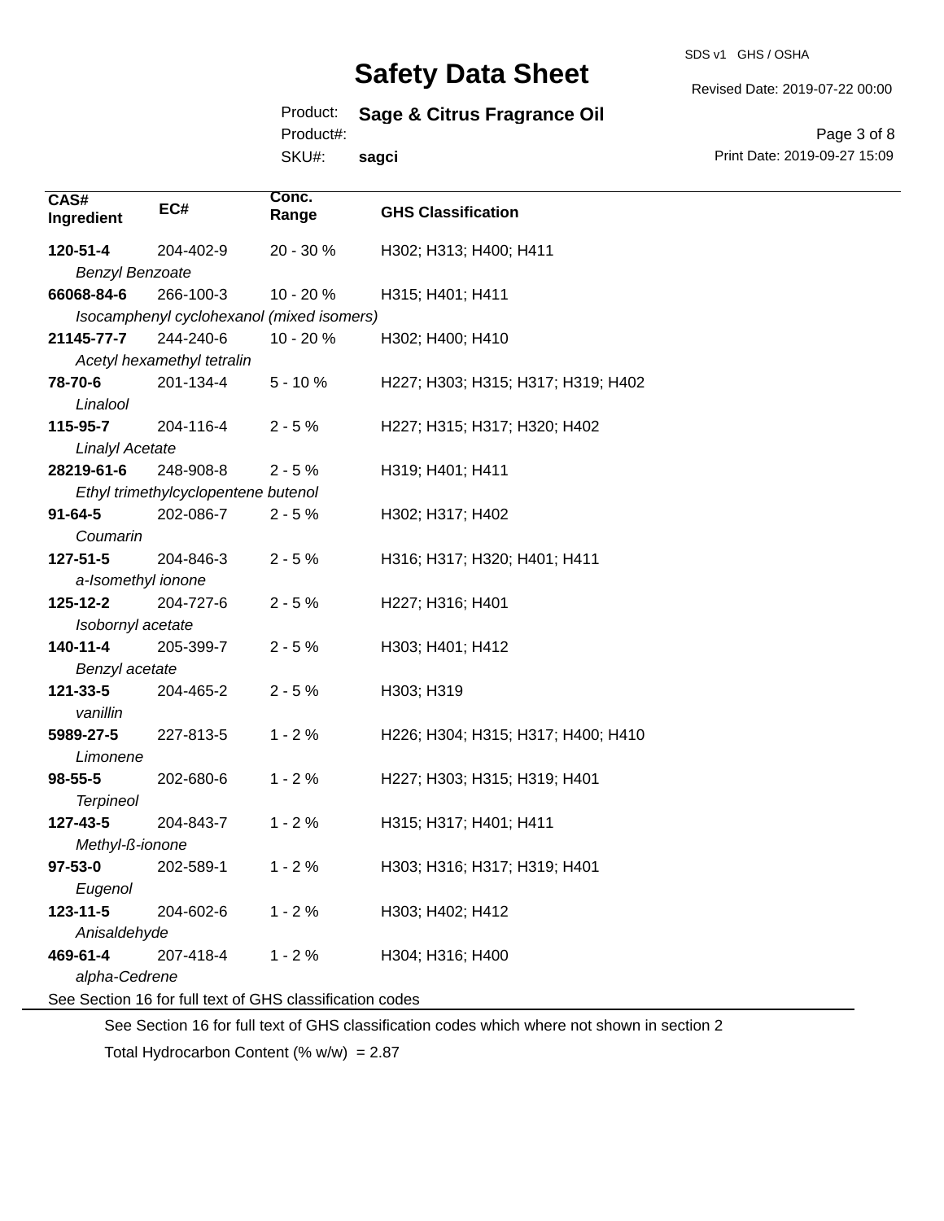| CAS# Ingredient | EC# | Conc. Range | GHS Classification |
|---|---|---|---|
| **120-51-4** *Benzyl Benzoate* | 204-402-9 | 20 - 30 % | H302; H313; H400; H411 |
| **66068-84-6** *Isocamphenyl cyclohexanol (mixed isomers)* | 266-100-3 | 10 - 20 % | H315; H401; H411 |
| **21145-77-7** *Acetyl hexamethyl tetralin* | 244-240-6 | 10 - 20 % | H302; H400; H410 |
| **78-70-6** *Linalool* | 201-134-4 | 5 - 10 % | H227; H303; H315; H317; H319; H402 |
| **115-95-7** *Linalyl Acetate* | 204-116-4 | 2 - 5 % | H227; H315; H317; H320; H402 |
| **28219-61-6** *Ethyl trimethylcyclopentene butenol* | 248-908-8 | 2 - 5 % | H319; H401; H411 |
| **91-64-5** *Coumarin* | 202-086-7 | 2 - 5 % | H302; H317; H402 |
| **127-51-5** *a-Isomethyl ionone* | 204-846-3 | 2 - 5 % | H316; H317; H320; H401; H411 |
| **125-12-2** *Isobornyl acetate* | 204-727-6 | 2 - 5 % | H227; H316; H401 |
| **140-11-4** *Benzyl acetate* | 205-399-7 | 2 - 5 % | H303; H401; H412 |
| **121-33-5** *vanillin* | 204-465-2 | 2 - 5 % | H303; H319 |
| **5989-27-5** *Limonene* | 227-813-5 | 1 - 2 % | H226; H304; H315; H317; H400; H410 |
| **98-55-5** *Terpineol* | 202-680-6 | 1 - 2 % | H227; H303; H315; H319; H401 |
| **127-43-5** *Methyl-ß-ionone* | 204-843-7 | 1 - 2 % | H315; H317; H401; H411 |
| **97-53-0** *Eugenol* | 202-589-1 | 1 - 2 % | H303; H316; H317; H319; H401 |
| **123-11-5** *Anisaldehyde* | 204-602-6 | 1 - 2 % | H303; H402; H412 |
| **469-61-4** *alpha-Cedrene* | 207-418-4 | 1 - 2 % | H304; H316; H400 |

See Section 16 for full text of GHS classification codes

See Section 16 for full text of GHS classification codes which where not shown in section 2

Total Hydrocarbon Content (% w/w) = 2.87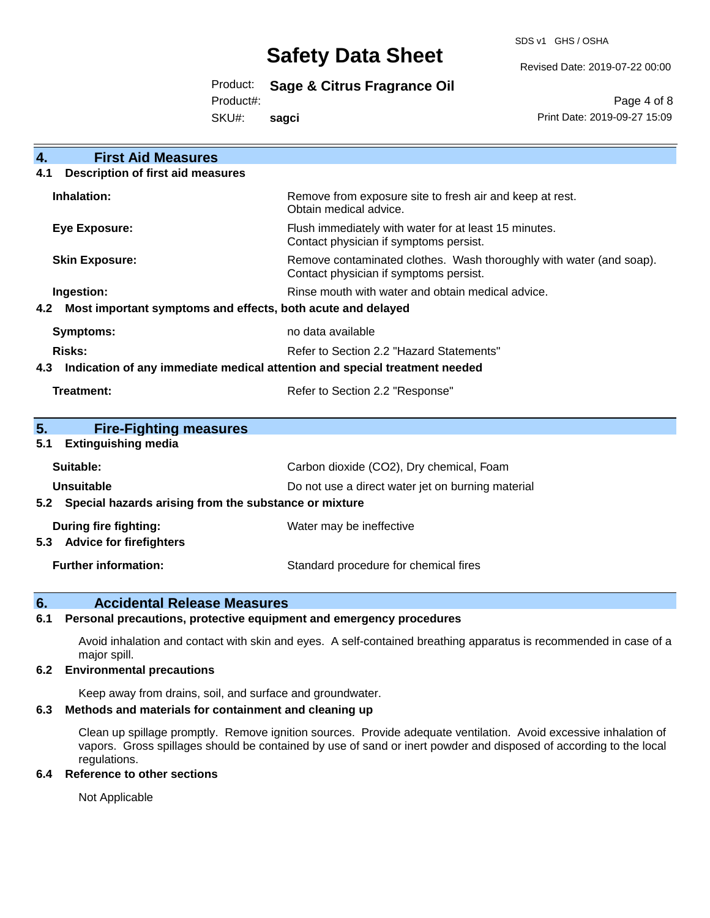## 4. First Aid Measures

### 4.1 Description of first aid measures

| | |
|---|---|
| **Inhalation:** | Remove from exposure site to fresh air and keep at rest. Obtain medical advice. |
| **Eye Exposure:** | Flush immediately with water for at least 15 minutes. Contact physician if symptoms persist. |
| **Skin Exposure:** | Remove contaminated clothes. Wash thoroughly with water (and soap). Contact physician if symptoms persist. |
| **Ingestion:** | Rinse mouth with water and obtain medical advice. |

### 4.2 Most important symptoms and effects, both acute and delayed

| | |
|---|---|
| **Symptoms:** | no data available |
| **Risks:** | Refer to Section 2.2 "Hazard Statements" |

### 4.3 Indication of any immediate medical attention and special treatment needed

| | |
|---|---|
| **Treatment:** | Refer to Section 2.2 "Response" |

## 5. Fire-Fighting measures

### 5.1 Extinguishing media

| | |
|---|---|
| **Suitable:** | Carbon dioxide ($CO_2$), Dry chemical, Foam |
| **Unsuitable** | Do not use a direct water jet on burning material |

### 5.2 Special hazards arising from the substance or mixture

| | |
|---|---|
| **During fire fighting:** | Water may be ineffective |

### 5.3 Advice for firefighters

| | |
|---|---|
| **Further information:** | Standard procedure for chemical fires |

## 6. Accidental Release Measures

### 6.1 Personal precautions, protective equipment and emergency procedures

Avoid inhalation and contact with skin and eyes. A self-contained breathing apparatus is recommended in case of a major spill.

### 6.2 Environmental precautions

Keep away from drains, soil, and surface and groundwater.

### 6.3 Methods and materials for containment and cleaning up

Clean up spillage promptly. Remove ignition sources. Provide adequate ventilation. Avoid excessive inhalation of vapors. Gross spillages should be contained by use of sand or inert powder and disposed of according to the local regulations.

### 6.4 Reference to other sections

Not Applicable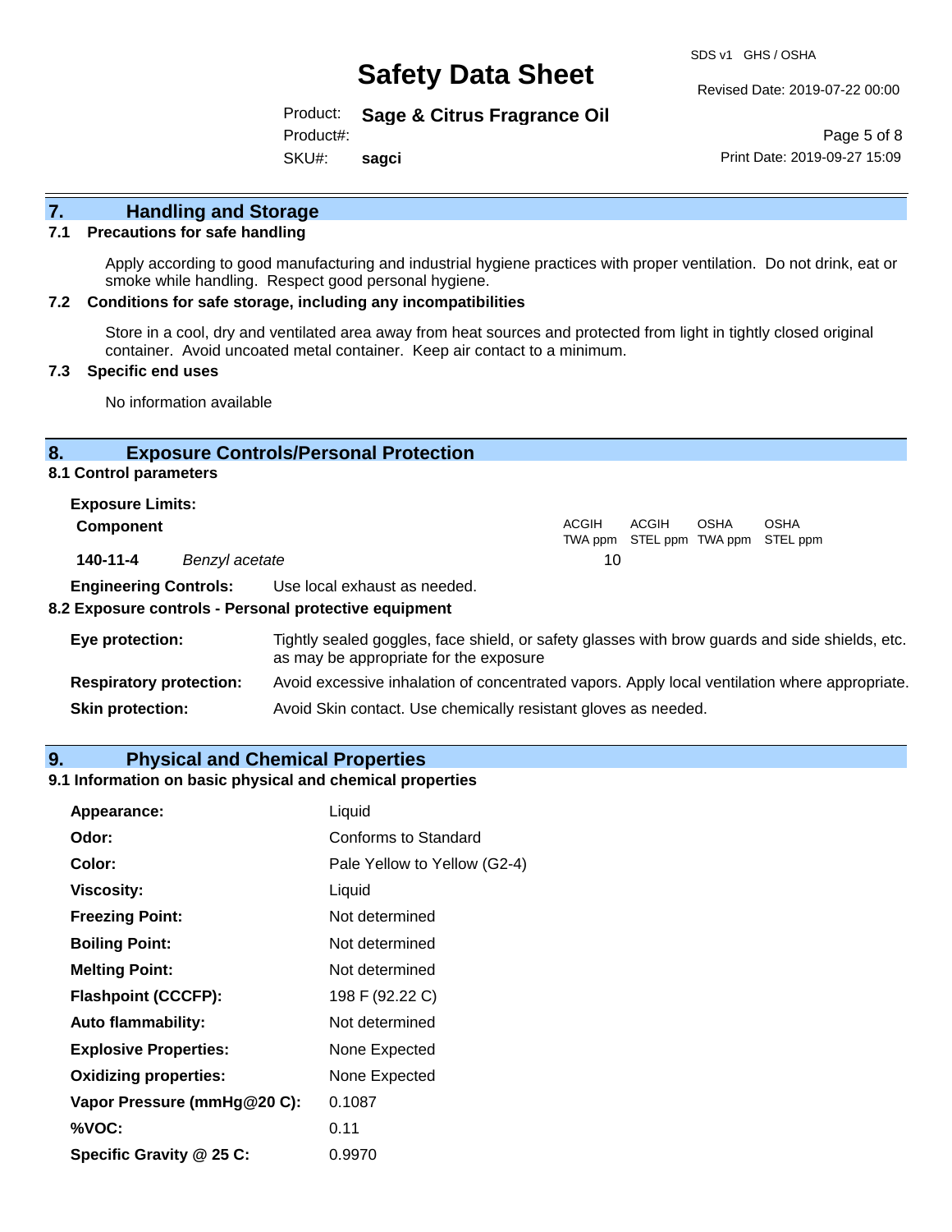## 7. Handling and Storage

### 7.1 Precautions for safe handling

Apply according to good manufacturing and industrial hygiene practices with proper ventilation. Do not drink, eat or smoke while handling. Respect good personal hygiene.

### 7.2 Conditions for safe storage, including any incompatibilities

Store in a cool, dry and ventilated area away from heat sources and protected from light in tightly closed original container. Avoid uncoated metal container. Keep air contact to a minimum.

### 7.3 Specific end uses

No information available

## 8. Exposure Controls/Personal Protection

### 8.1 Control parameters

**Exposure Limits:**

| Component | | ACGIH TWA ppm | ACGIH STEL ppm | OSHA TWA ppm | OSHA STEL ppm |
|---|---|---|---|---|---|
| 140-11-4 | *Benzyl acetate* | 10 | | | |

**Engineering Controls:** Use local exhaust as needed.

### 8.2 Exposure controls - Personal protective equipment

**Eye protection:** Tightly sealed goggles, face shield, or safety glasses with brow guards and side shields, etc. as may be appropriate for the exposure

**Respiratory protection:** Avoid excessive inhalation of concentrated vapors. Apply local ventilation where appropriate.

**Skin protection:** Avoid Skin contact. Use chemically resistant gloves as needed.

## 9. Physical and Chemical Properties

### 9.1 Information on basic physical and chemical properties

| | |
|---|---|
| **Appearance:** | Liquid |
| **Odor:** | Conforms to Standard |
| **Color:** | Pale Yellow to Yellow (G2-4) |
| **Viscosity:** | Liquid |
| **Freezing Point:** | Not determined |
| **Boiling Point:** | Not determined |
| **Melting Point:** | Not determined |
| **Flashpoint (CCCFP):** | 198 F (92.22 C) |
| **Auto flammability:** | Not determined |
| **Explosive Properties:** | None Expected |
| **Oxidizing properties:** | None Expected |
| **Vapor Pressure (mmHg@20 C):** | 0.1087 |
| **%VOC:** | 0.11 |
| **Specific Gravity @ 25 C:** | 0.9970 |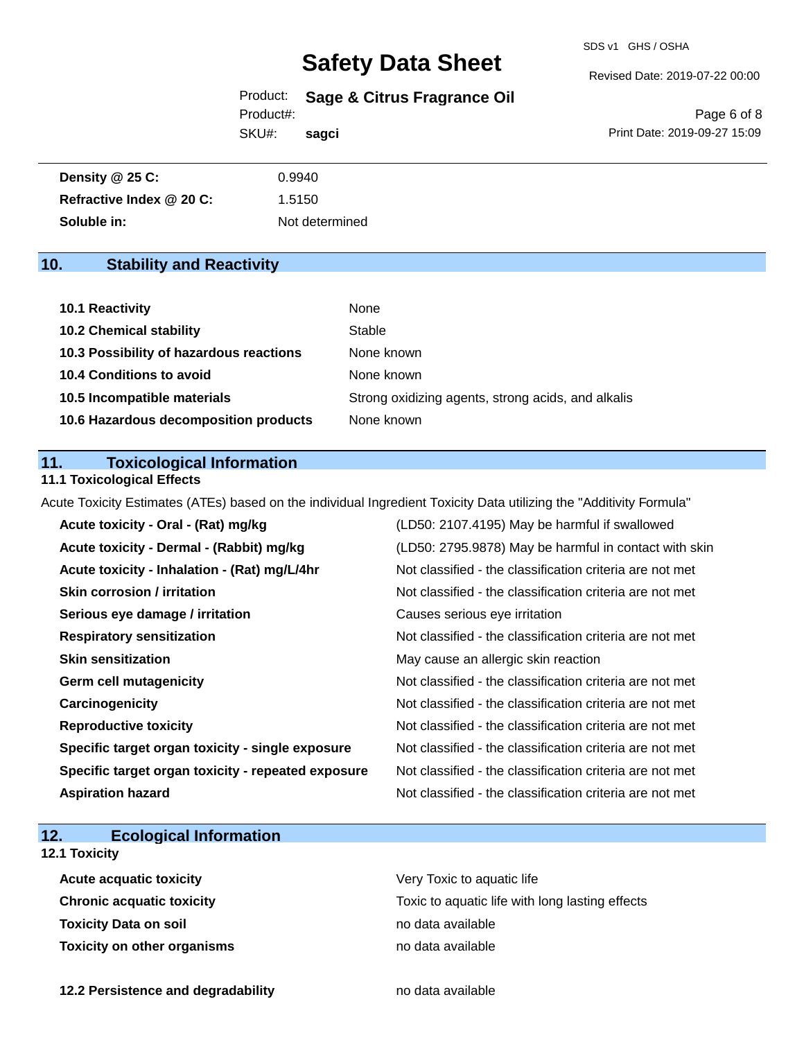| | |
|---|---|
| **Density @ 25 C:** | 0.9940 |
| **Refractive Index @ 20 C:** | 1.5150 |
| **Soluble in:** | Not determined |

## 10. Stability and Reactivity

| | |
|---|---|
| **10.1 Reactivity** | None |
| **10.2 Chemical stability** | Stable |
| **10.3 Possibility of hazardous reactions** | None known |
| **10.4 Conditions to avoid** | None known |
| **10.5 Incompatible materials** | Strong oxidizing agents, strong acids, and alkalis |
| **10.6 Hazardous decomposition products** | None known |

## 11. Toxicological Information

### 11.1 Toxicological Effects

Acute Toxicity Estimates (ATEs) based on the individual Ingredient Toxicity Data utilizing the "Additivity Formula"

| | |
|---|---|
| **Acute toxicity - Oral - (Rat) mg/kg** | (LD50: 2107.4195) May be harmful if swallowed |
| **Acute toxicity - Dermal - (Rabbit) mg/kg** | (LD50: 2795.9878) May be harmful in contact with skin |
| **Acute toxicity - Inhalation - (Rat) mg/L/4hr** | Not classified - the classification criteria are not met |
| **Skin corrosion / irritation** | Not classified - the classification criteria are not met |
| **Serious eye damage / irritation** | Causes serious eye irritation |
| **Respiratory sensitization** | Not classified - the classification criteria are not met |
| **Skin sensitization** | May cause an allergic skin reaction |
| **Germ cell mutagenicity** | Not classified - the classification criteria are not met |
| **Carcinogenicity** | Not classified - the classification criteria are not met |
| **Reproductive toxicity** | Not classified - the classification criteria are not met |
| **Specific target organ toxicity - single exposure** | Not classified - the classification criteria are not met |
| **Specific target organ toxicity - repeated exposure** | Not classified - the classification criteria are not met |
| **Aspiration hazard** | Not classified - the classification criteria are not met |

## 12. Ecological Information

### 12.1 Toxicity

| | |
|---|---|
| **Acute acquatic toxicity** | Very Toxic to aquatic life |
| **Chronic acquatic toxicity** | Toxic to aquatic life with long lasting effects |
| **Toxicity Data on soil** | no data available |
| **Toxicity on other organisms** | no data available |

| | |
|---|---|
| **12.2 Persistence and degradability** | no data available |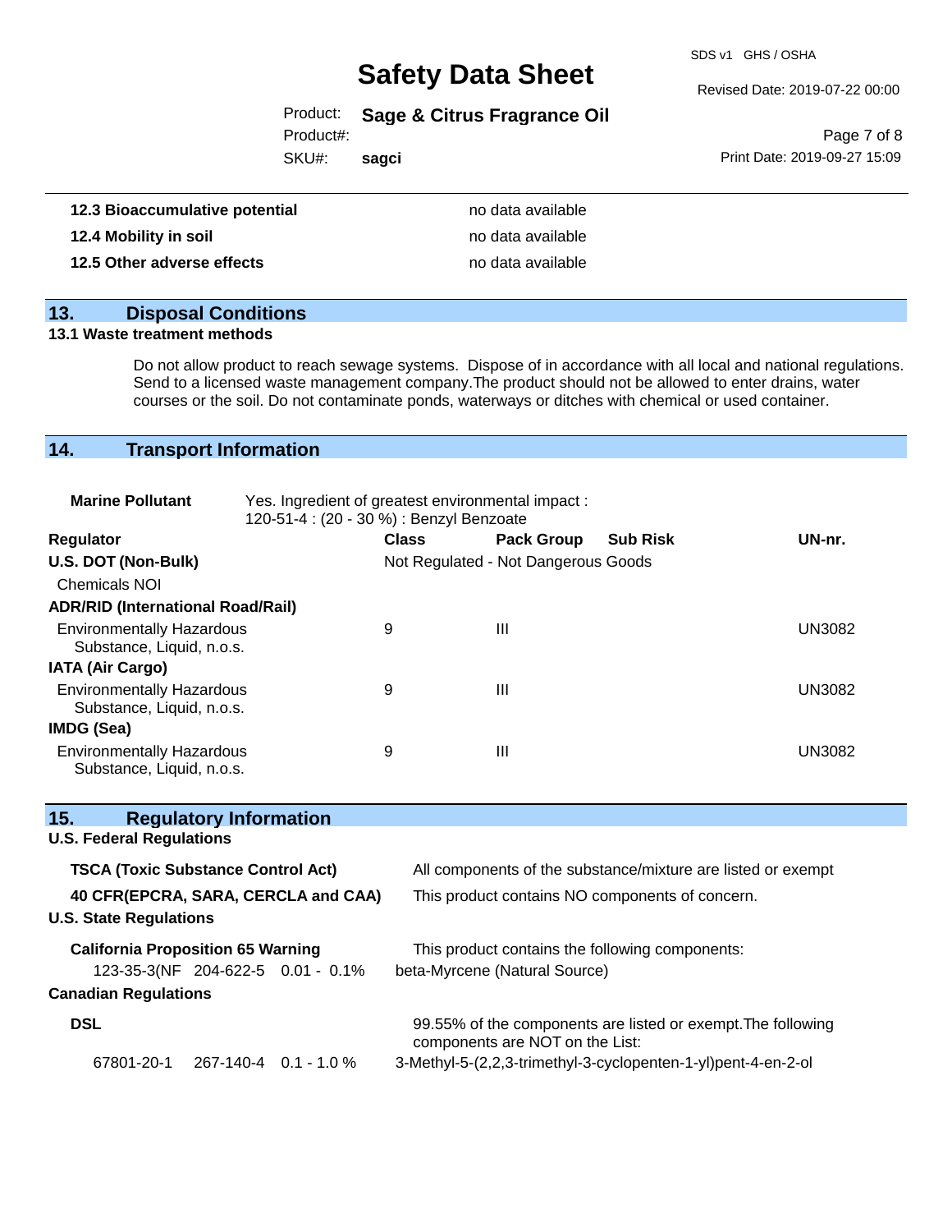| | |
|---|---|
| **12.3 Bioaccumulative potential** | no data available |
| **12.4 Mobility in soil** | no data available |
| **12.5 Other adverse effects** | no data available |

## 13. Disposal Conditions

**13.1 Waste treatment methods**

Do not allow product to reach sewage systems. Dispose of in accordance with all local and national regulations. Send to a licensed waste management company.The product should not be allowed to enter drains, water courses or the soil. Do not contaminate ponds, waterways or ditches with chemical or used container.

## 14. Transport Information

**Marine Pollutant** Yes. Ingredient of greatest environmental impact : 120-51-4 : (20 - 30 %) : Benzyl Benzoate

| Regulator | Class | Pack Group | Sub Risk | UN-nr. |
|---|---|---|---|---|
| **U.S. DOT (Non-Bulk)** | Not Regulated - Not Dangerous Goods | | | |
| Chemicals NOI | | | | |
| **ADR/RID (International Road/Rail)** | | | | |
| Environmentally Hazardous Substance, Liquid, n.o.s. | 9 | III | | UN3082 |
| **IATA (Air Cargo)** | | | | |
| Environmentally Hazardous Substance, Liquid, n.o.s. | 9 | III | | UN3082 |
| **IMDG (Sea)** | | | | |
| Environmentally Hazardous Substance, Liquid, n.o.s. | 9 | III | | UN3082 |

## 15. Regulatory Information

**U.S. Federal Regulations**

| | |
|---|---|
| **TSCA (Toxic Substance Control Act)** | All components of the substance/mixture are listed or exempt |
| **40 CFR(EPCRA, SARA, CERCLA and CAA)** | This product contains NO components of concern. |

**U.S. State Regulations**

| | | | |
|---|---|---|---|
| **California Proposition 65 Warning** | | | This product contains the following components: |
| 123-35-3(NF | 204-622-5 | 0.01 - 0.1% | beta-Myrcene (Natural Source) |

**Canadian Regulations**

| | | | |
|---|---|---|---|
| **DSL** | | | 99.55% of the components are listed or exempt.The following components are NOT on the List: |
| 67801-20-1 | 267-140-4 | 0.1 - 1.0 % | 3-Methyl-5-(2,2,3-trimethyl-3-cyclopenten-1-yl)pent-4-en-2-ol |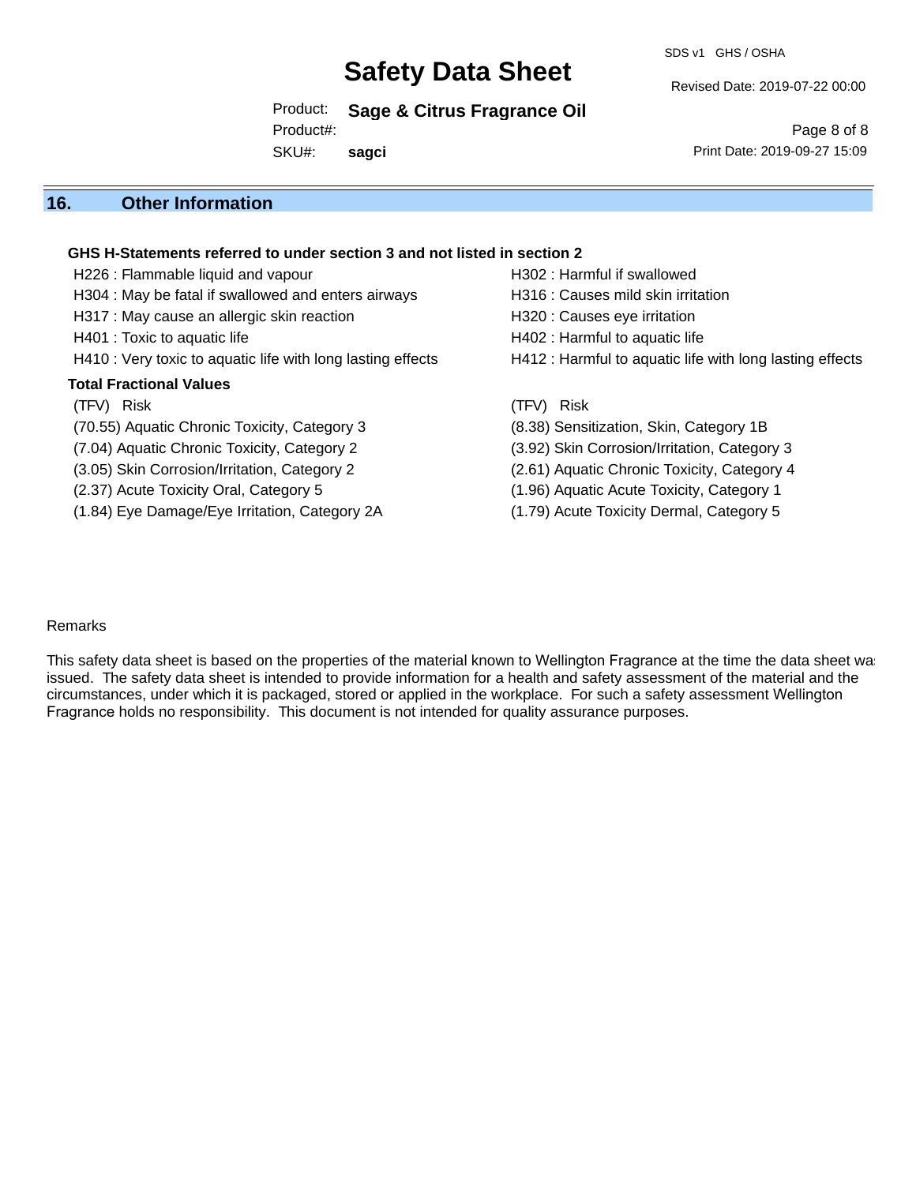## 16. Other Information

**GHS H-Statements referred to under section 3 and not listed in section 2**

H226 : Flammable liquid and vapour
H302 : Harmful if swallowed
H304 : May be fatal if swallowed and enters airways
H316 : Causes mild skin irritation
H317 : May cause an allergic skin reaction
H320 : Causes eye irritation
H401 : Toxic to aquatic life
H402 : Harmful to aquatic life
H410 : Very toxic to aquatic life with long lasting effects
H412 : Harmful to aquatic life with long lasting effects

**Total Fractional Values**

| (TFV) Risk | (TFV) Risk |
| --- | --- |
| (70.55) Aquatic Chronic Toxicity, Category 3 | (8.38) Sensitization, Skin, Category 1B |
| (7.04) Aquatic Chronic Toxicity, Category 2 | (3.92) Skin Corrosion/Irritation, Category 3 |
| (3.05) Skin Corrosion/Irritation, Category 2 | (2.61) Aquatic Chronic Toxicity, Category 4 |
| (2.37) Acute Toxicity Oral, Category 5 | (1.96) Aquatic Acute Toxicity, Category 1 |
| (1.84) Eye Damage/Eye Irritation, Category 2A | (1.79) Acute Toxicity Dermal, Category 5 |

Remarks

This safety data sheet is based on the properties of the material known to Wellington Fragrance at the time the data sheet was issued. The safety data sheet is intended to provide information for a health and safety assessment of the material and the circumstances, under which it is packaged, stored or applied in the workplace. For such a safety assessment Wellington Fragrance holds no responsibility. This document is not intended for quality assurance purposes.